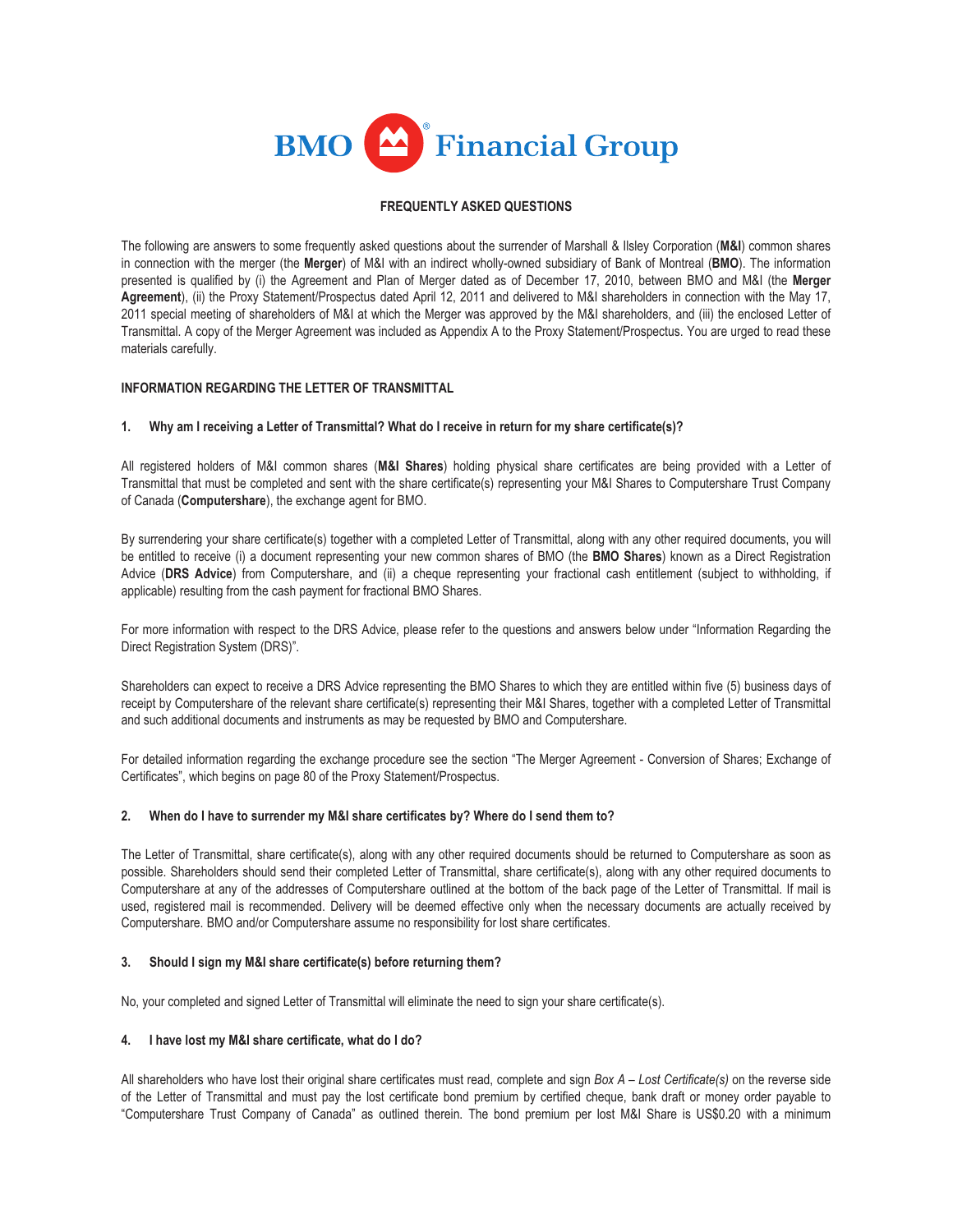# BMO Financial Group

## FREQUENTLY ASKED QUESTIONS

The following are answers to some frequently asked questions about the surrender of Marshall & Ilsley Corporation (**M&I**) common shares in connection with the merger (the **Merger**) of M&I with an indirect wholly-owned subsidiary of Bank of Montreal (**BMO**). The information presented is qualified by (i) the Agreement and Plan of Merger dated as of December 17, 2010, between BMO and M&I (the **Merger Agreement**), (ii) the Proxy Statement/Prospectus dated April 12, 2011 and delivered to M&I shareholders in connection with the May 17, 2011 special meeting of shareholders of M&I at which the Merger was approved by the M&I shareholders, and (iii) the enclosed Letter of Transmittal. A copy of the Merger Agreement was included as Appendix A to the Proxy Statement/Prospectus. You are urged to read these materials carefully.

### INFORMATION REGARDING THE LETTER OF TRANSMITTAL

#### 1. Why am I receiving a Letter of Transmittal? What do I receive in return for my share certificate(s)?

All registered holders of M&I common shares (**M&I Shares**) holding physical share certificates are being provided with a Letter of Transmittal that must be completed and sent with the share certificate(s) representing your M&I Shares to Computershare Trust Company of Canada (**Computershare**), the exchange agent for BMO.

By surrendering your share certificate(s) together with a completed Letter of Transmittal, along with any other required documents, you will be entitled to receive (i) a document representing your new common shares of BMO (the **BMO Shares**) known as a Direct Registration Advice (**DRS Advice**) from Computershare, and (ii) a cheque representing your fractional cash entitlement (subject to withholding, if applicable) resulting from the cash payment for fractional BMO Shares.

For more information with respect to the DRS Advice, please refer to the questions and answers below under "Information Regarding the Direct Registration System (DRS)".

Shareholders can expect to receive a DRS Advice representing the BMO Shares to which they are entitled within five (5) business days of receipt by Computershare of the relevant share certificate(s) representing their M&I Shares, together with a completed Letter of Transmittal and such additional documents and instruments as may be requested by BMO and Computershare.

For detailed information regarding the exchange procedure see the section "The Merger Agreement - Conversion of Shares; Exchange of Certificates", which begins on page 80 of the Proxy Statement/Prospectus.

#### 2. When do I have to surrender my M&I share certificates by? Where do I send them to?

The Letter of Transmittal, share certificate(s), along with any other required documents should be returned to Computershare as soon as possible. Shareholders should send their completed Letter of Transmittal, share certificate(s), along with any other required documents to Computershare at any of the addresses of Computershare outlined at the bottom of the back page of the Letter of Transmittal. If mail is used, registered mail is recommended. Delivery will be deemed effective only when the necessary documents are actually received by Computershare. BMO and/or Computershare assume no responsibility for lost share certificates.

#### 3. Should I sign my M&I share certificate(s) before returning them?

No, your completed and signed Letter of Transmittal will eliminate the need to sign your share certificate(s).

#### 4. I have lost my M&I share certificate, what do I do?

All shareholders who have lost their original share certificates must read, complete and sign *Box A – Lost Certificate(s)* on the reverse side of the Letter of Transmittal and must pay the lost certificate bond premium by certified cheque, bank draft or money order payable to "Computershare Trust Company of Canada" as outlined therein. The bond premium per lost M&I Share is US$0.20 with a minimum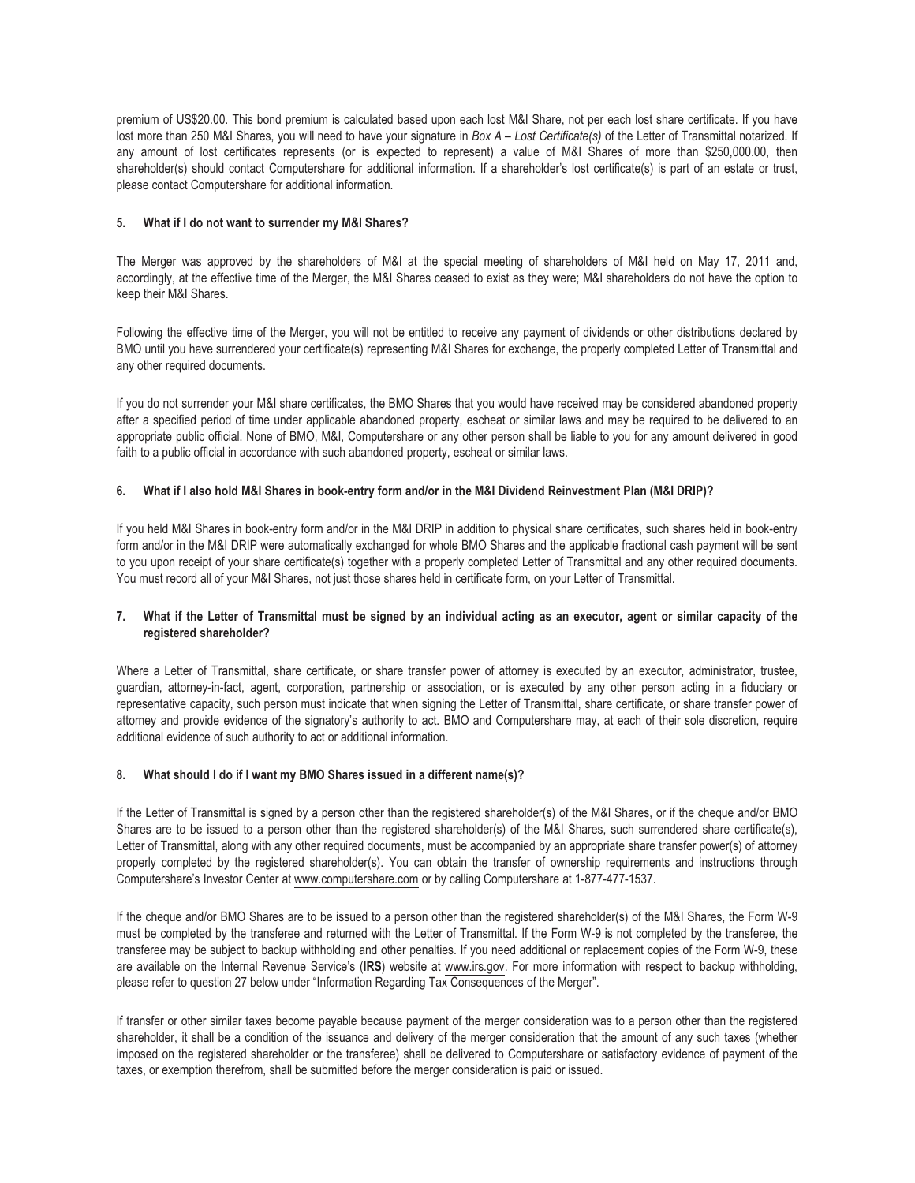premium of US$20.00. This bond premium is calculated based upon each lost M&I Share, not per each lost share certificate. If you have lost more than 250 M&I Shares, you will need to have your signature in *Box A – Lost Certificate(s)* of the Letter of Transmittal notarized. If any amount of lost certificates represents (or is expected to represent) a value of M&I Shares of more than $250,000.00, then shareholder(s) should contact Computershare for additional information. If a shareholder's lost certificate(s) is part of an estate or trust, please contact Computershare for additional information.

### 5. What if I do not want to surrender my M&I Shares?

The Merger was approved by the shareholders of M&I at the special meeting of shareholders of M&I held on May 17, 2011 and, accordingly, at the effective time of the Merger, the M&I Shares ceased to exist as they were; M&I shareholders do not have the option to keep their M&I Shares.

Following the effective time of the Merger, you will not be entitled to receive any payment of dividends or other distributions declared by BMO until you have surrendered your certificate(s) representing M&I Shares for exchange, the properly completed Letter of Transmittal and any other required documents.

If you do not surrender your M&I share certificates, the BMO Shares that you would have received may be considered abandoned property after a specified period of time under applicable abandoned property, escheat or similar laws and may be required to be delivered to an appropriate public official. None of BMO, M&I, Computershare or any other person shall be liable to you for any amount delivered in good faith to a public official in accordance with such abandoned property, escheat or similar laws.

### 6. What if I also hold M&I Shares in book-entry form and/or in the M&I Dividend Reinvestment Plan (M&I DRIP)?

If you held M&I Shares in book-entry form and/or in the M&I DRIP in addition to physical share certificates, such shares held in book-entry form and/or in the M&I DRIP were automatically exchanged for whole BMO Shares and the applicable fractional cash payment will be sent to you upon receipt of your share certificate(s) together with a properly completed Letter of Transmittal and any other required documents. You must record all of your M&I Shares, not just those shares held in certificate form, on your Letter of Transmittal.

### 7. What if the Letter of Transmittal must be signed by an individual acting as an executor, agent or similar capacity of the registered shareholder?

Where a Letter of Transmittal, share certificate, or share transfer power of attorney is executed by an executor, administrator, trustee, guardian, attorney-in-fact, agent, corporation, partnership or association, or is executed by any other person acting in a fiduciary or representative capacity, such person must indicate that when signing the Letter of Transmittal, share certificate, or share transfer power of attorney and provide evidence of the signatory's authority to act. BMO and Computershare may, at each of their sole discretion, require additional evidence of such authority to act or additional information.

### 8. What should I do if I want my BMO Shares issued in a different name(s)?

If the Letter of Transmittal is signed by a person other than the registered shareholder(s) of the M&I Shares, or if the cheque and/or BMO Shares are to be issued to a person other than the registered shareholder(s) of the M&I Shares, such surrendered share certificate(s), Letter of Transmittal, along with any other required documents, must be accompanied by an appropriate share transfer power(s) of attorney properly completed by the registered shareholder(s). You can obtain the transfer of ownership requirements and instructions through Computershare's Investor Center at www.computershare.com or by calling Computershare at 1-877-477-1537.

If the cheque and/or BMO Shares are to be issued to a person other than the registered shareholder(s) of the M&I Shares, the Form W-9 must be completed by the transferee and returned with the Letter of Transmittal. If the Form W-9 is not completed by the transferee, the transferee may be subject to backup withholding and other penalties. If you need additional or replacement copies of the Form W-9, these are available on the Internal Revenue Service's (**IRS**) website at www.irs.gov. For more information with respect to backup withholding, please refer to question 27 below under "Information Regarding Tax Consequences of the Merger".

If transfer or other similar taxes become payable because payment of the merger consideration was to a person other than the registered shareholder, it shall be a condition of the issuance and delivery of the merger consideration that the amount of any such taxes (whether imposed on the registered shareholder or the transferee) shall be delivered to Computershare or satisfactory evidence of payment of the taxes, or exemption therefrom, shall be submitted before the merger consideration is paid or issued.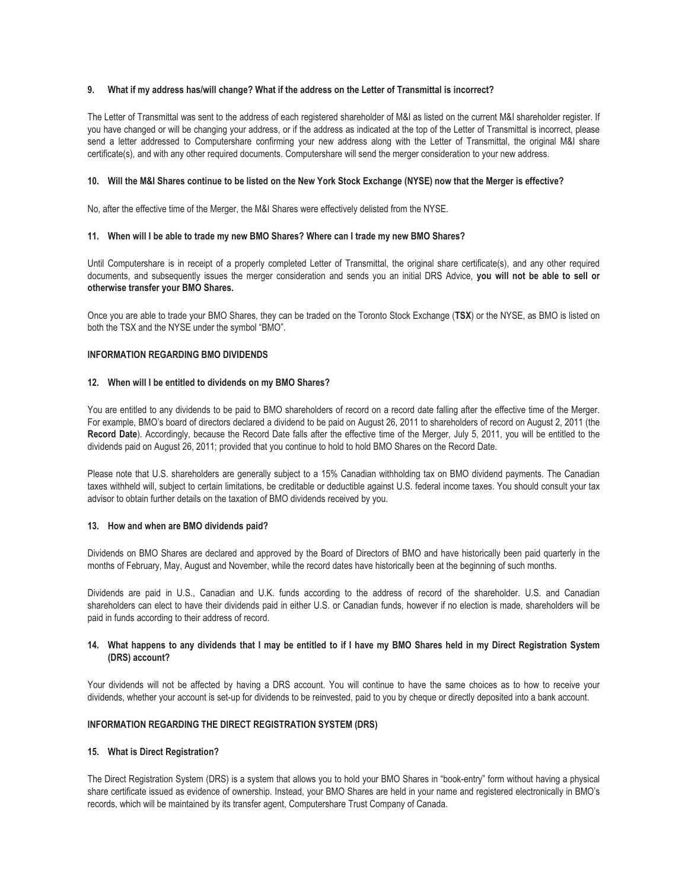**9. What if my address has/will change? What if the address on the Letter of Transmittal is incorrect?**

The Letter of Transmittal was sent to the address of each registered shareholder of M&I as listed on the current M&I shareholder register. If you have changed or will be changing your address, or if the address as indicated at the top of the Letter of Transmittal is incorrect, please send a letter addressed to Computershare confirming your new address along with the Letter of Transmittal, the original M&I share certificate(s), and with any other required documents. Computershare will send the merger consideration to your new address.

**10. Will the M&I Shares continue to be listed on the New York Stock Exchange (NYSE) now that the Merger is effective?**

No, after the effective time of the Merger, the M&I Shares were effectively delisted from the NYSE.

**11. When will I be able to trade my new BMO Shares? Where can I trade my new BMO Shares?**

Until Computershare is in receipt of a properly completed Letter of Transmittal, the original share certificate(s), and any other required documents, and subsequently issues the merger consideration and sends you an initial DRS Advice, **you will not be able to sell or otherwise transfer your BMO Shares.**

Once you are able to trade your BMO Shares, they can be traded on the Toronto Stock Exchange (**TSX**) or the NYSE, as BMO is listed on both the TSX and the NYSE under the symbol "BMO".

## INFORMATION REGARDING BMO DIVIDENDS

**12. When will I be entitled to dividends on my BMO Shares?**

You are entitled to any dividends to be paid to BMO shareholders of record on a record date falling after the effective time of the Merger. For example, BMO's board of directors declared a dividend to be paid on August 26, 2011 to shareholders of record on August 2, 2011 (the **Record Date**). Accordingly, because the Record Date falls after the effective time of the Merger, July 5, 2011, you will be entitled to the dividends paid on August 26, 2011; provided that you continue to hold to hold BMO Shares on the Record Date.

Please note that U.S. shareholders are generally subject to a 15% Canadian withholding tax on BMO dividend payments. The Canadian taxes withheld will, subject to certain limitations, be creditable or deductible against U.S. federal income taxes. You should consult your tax advisor to obtain further details on the taxation of BMO dividends received by you.

**13. How and when are BMO dividends paid?**

Dividends on BMO Shares are declared and approved by the Board of Directors of BMO and have historically been paid quarterly in the months of February, May, August and November, while the record dates have historically been at the beginning of such months.

Dividends are paid in U.S., Canadian and U.K. funds according to the address of record of the shareholder. U.S. and Canadian shareholders can elect to have their dividends paid in either U.S. or Canadian funds, however if no election is made, shareholders will be paid in funds according to their address of record.

**14. What happens to any dividends that I may be entitled to if I have my BMO Shares held in my Direct Registration System (DRS) account?**

Your dividends will not be affected by having a DRS account. You will continue to have the same choices as to how to receive your dividends, whether your account is set-up for dividends to be reinvested, paid to you by cheque or directly deposited into a bank account.

## INFORMATION REGARDING THE DIRECT REGISTRATION SYSTEM (DRS)

**15. What is Direct Registration?**

The Direct Registration System (DRS) is a system that allows you to hold your BMO Shares in "book-entry" form without having a physical share certificate issued as evidence of ownership. Instead, your BMO Shares are held in your name and registered electronically in BMO's records, which will be maintained by its transfer agent, Computershare Trust Company of Canada.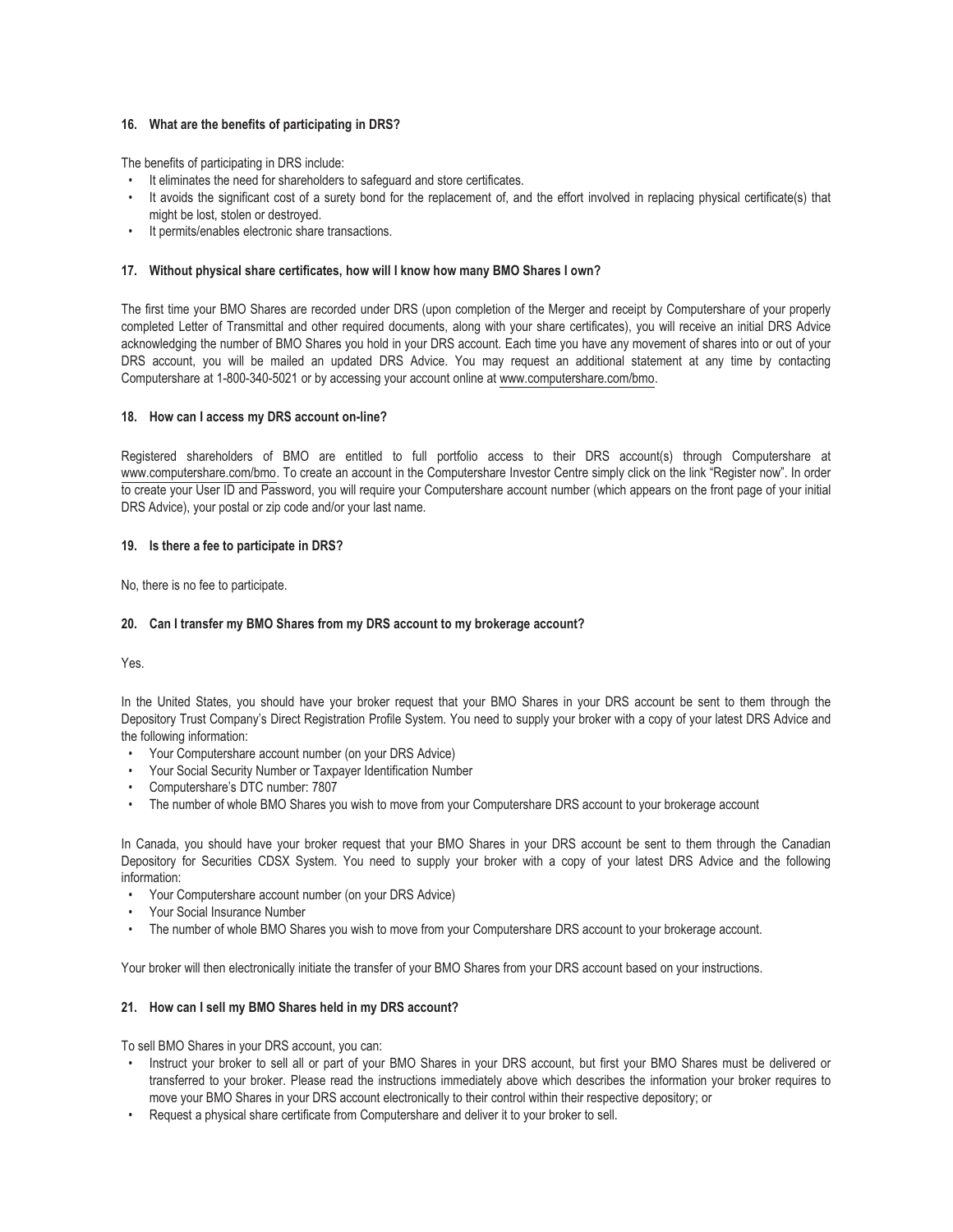### 16. What are the benefits of participating in DRS?

The benefits of participating in DRS include:

- It eliminates the need for shareholders to safeguard and store certificates.
- It avoids the significant cost of a surety bond for the replacement of, and the effort involved in replacing physical certificate(s) that might be lost, stolen or destroyed.
- It permits/enables electronic share transactions.

### 17. Without physical share certificates, how will I know how many BMO Shares I own?

The first time your BMO Shares are recorded under DRS (upon completion of the Merger and receipt by Computershare of your properly completed Letter of Transmittal and other required documents, along with your share certificates), you will receive an initial DRS Advice acknowledging the number of BMO Shares you hold in your DRS account. Each time you have any movement of shares into or out of your DRS account, you will be mailed an updated DRS Advice. You may request an additional statement at any time by contacting Computershare at 1-800-340-5021 or by accessing your account online at www.computershare.com/bmo.

### 18. How can I access my DRS account on-line?

Registered shareholders of BMO are entitled to full portfolio access to their DRS account(s) through Computershare at www.computershare.com/bmo. To create an account in the Computershare Investor Centre simply click on the link "Register now". In order to create your User ID and Password, you will require your Computershare account number (which appears on the front page of your initial DRS Advice), your postal or zip code and/or your last name.

### 19. Is there a fee to participate in DRS?

No, there is no fee to participate.

### 20. Can I transfer my BMO Shares from my DRS account to my brokerage account?

Yes.

In the United States, you should have your broker request that your BMO Shares in your DRS account be sent to them through the Depository Trust Company's Direct Registration Profile System. You need to supply your broker with a copy of your latest DRS Advice and the following information:

- Your Computershare account number (on your DRS Advice)
- Your Social Security Number or Taxpayer Identification Number
- Computershare's DTC number: 7807
- The number of whole BMO Shares you wish to move from your Computershare DRS account to your brokerage account

In Canada, you should have your broker request that your BMO Shares in your DRS account be sent to them through the Canadian Depository for Securities CDSX System. You need to supply your broker with a copy of your latest DRS Advice and the following information:

- Your Computershare account number (on your DRS Advice)
- Your Social Insurance Number
- The number of whole BMO Shares you wish to move from your Computershare DRS account to your brokerage account.

Your broker will then electronically initiate the transfer of your BMO Shares from your DRS account based on your instructions.

### 21. How can I sell my BMO Shares held in my DRS account?

To sell BMO Shares in your DRS account, you can:

- Instruct your broker to sell all or part of your BMO Shares in your DRS account, but first your BMO Shares must be delivered or transferred to your broker. Please read the instructions immediately above which describes the information your broker requires to move your BMO Shares in your DRS account electronically to their control within their respective depository; or
- Request a physical share certificate from Computershare and deliver it to your broker to sell.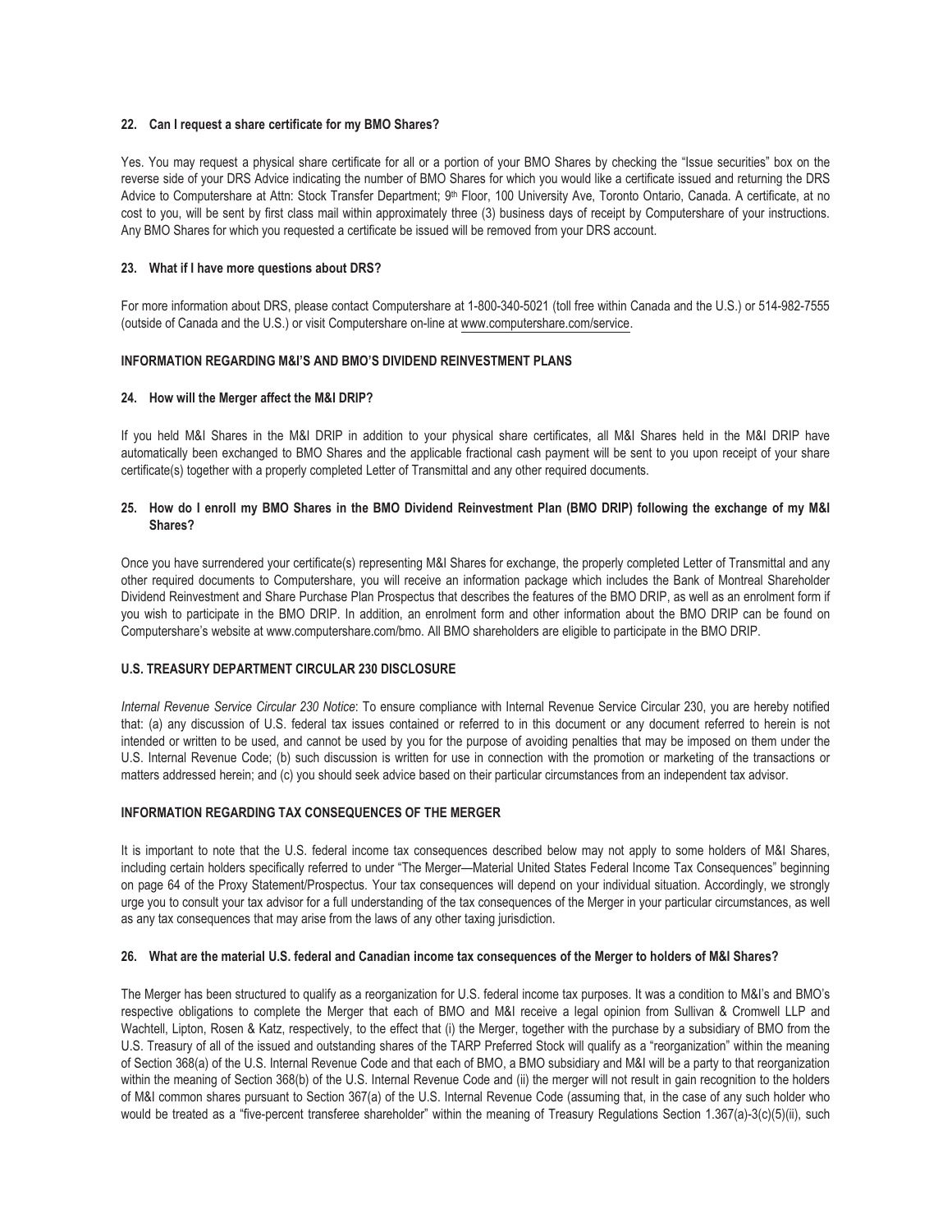#### 22. Can I request a share certificate for my BMO Shares?

Yes. You may request a physical share certificate for all or a portion of your BMO Shares by checking the "Issue securities" box on the reverse side of your DRS Advice indicating the number of BMO Shares for which you would like a certificate issued and returning the DRS Advice to Computershare at Attn: Stock Transfer Department; 9th Floor, 100 University Ave, Toronto Ontario, Canada. A certificate, at no cost to you, will be sent by first class mail within approximately three (3) business days of receipt by Computershare of your instructions. Any BMO Shares for which you requested a certificate be issued will be removed from your DRS account.

#### 23. What if I have more questions about DRS?

For more information about DRS, please contact Computershare at 1-800-340-5021 (toll free within Canada and the U.S.) or 514-982-7555 (outside of Canada and the U.S.) or visit Computershare on-line at www.computershare.com/service.

### INFORMATION REGARDING M&I'S AND BMO'S DIVIDEND REINVESTMENT PLANS

#### 24. How will the Merger affect the M&I DRIP?

If you held M&I Shares in the M&I DRIP in addition to your physical share certificates, all M&I Shares held in the M&I DRIP have automatically been exchanged to BMO Shares and the applicable fractional cash payment will be sent to you upon receipt of your share certificate(s) together with a properly completed Letter of Transmittal and any other required documents.

#### 25. How do I enroll my BMO Shares in the BMO Dividend Reinvestment Plan (BMO DRIP) following the exchange of my M&I Shares?

Once you have surrendered your certificate(s) representing M&I Shares for exchange, the properly completed Letter of Transmittal and any other required documents to Computershare, you will receive an information package which includes the Bank of Montreal Shareholder Dividend Reinvestment and Share Purchase Plan Prospectus that describes the features of the BMO DRIP, as well as an enrolment form if you wish to participate in the BMO DRIP. In addition, an enrolment form and other information about the BMO DRIP can be found on Computershare's website at www.computershare.com/bmo. All BMO shareholders are eligible to participate in the BMO DRIP.

### U.S. TREASURY DEPARTMENT CIRCULAR 230 DISCLOSURE

*Internal Revenue Service Circular 230 Notice*: To ensure compliance with Internal Revenue Service Circular 230, you are hereby notified that: (a) any discussion of U.S. federal tax issues contained or referred to in this document or any document referred to herein is not intended or written to be used, and cannot be used by you for the purpose of avoiding penalties that may be imposed on them under the U.S. Internal Revenue Code; (b) such discussion is written for use in connection with the promotion or marketing of the transactions or matters addressed herein; and (c) you should seek advice based on their particular circumstances from an independent tax advisor.

### INFORMATION REGARDING TAX CONSEQUENCES OF THE MERGER

It is important to note that the U.S. federal income tax consequences described below may not apply to some holders of M&I Shares, including certain holders specifically referred to under "The Merger—Material United States Federal Income Tax Consequences" beginning on page 64 of the Proxy Statement/Prospectus. Your tax consequences will depend on your individual situation. Accordingly, we strongly urge you to consult your tax advisor for a full understanding of the tax consequences of the Merger in your particular circumstances, as well as any tax consequences that may arise from the laws of any other taxing jurisdiction.

#### 26. What are the material U.S. federal and Canadian income tax consequences of the Merger to holders of M&I Shares?

The Merger has been structured to qualify as a reorganization for U.S. federal income tax purposes. It was a condition to M&I's and BMO's respective obligations to complete the Merger that each of BMO and M&I receive a legal opinion from Sullivan & Cromwell LLP and Wachtell, Lipton, Rosen & Katz, respectively, to the effect that (i) the Merger, together with the purchase by a subsidiary of BMO from the U.S. Treasury of all of the issued and outstanding shares of the TARP Preferred Stock will qualify as a "reorganization" within the meaning of Section 368(a) of the U.S. Internal Revenue Code and that each of BMO, a BMO subsidiary and M&I will be a party to that reorganization within the meaning of Section 368(b) of the U.S. Internal Revenue Code and (ii) the merger will not result in gain recognition to the holders of M&I common shares pursuant to Section 367(a) of the U.S. Internal Revenue Code (assuming that, in the case of any such holder who would be treated as a "five-percent transferee shareholder" within the meaning of Treasury Regulations Section 1.367(a)-3(c)(5)(ii), such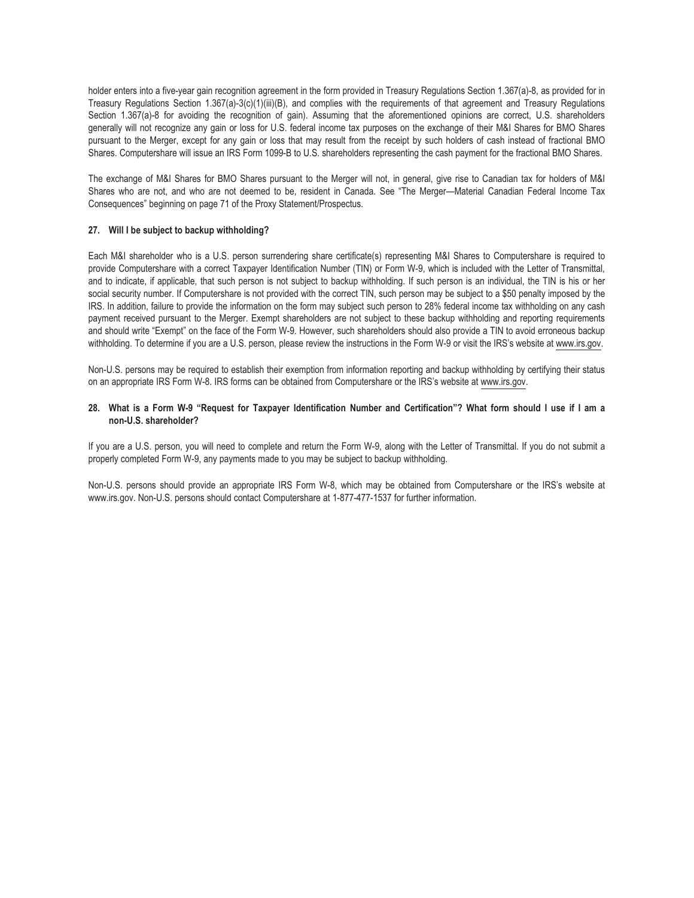holder enters into a five-year gain recognition agreement in the form provided in Treasury Regulations Section 1.367(a)-8, as provided for in Treasury Regulations Section 1.367(a)-3(c)(1)(iii)(B), and complies with the requirements of that agreement and Treasury Regulations Section 1.367(a)-8 for avoiding the recognition of gain). Assuming that the aforementioned opinions are correct, U.S. shareholders generally will not recognize any gain or loss for U.S. federal income tax purposes on the exchange of their M&I Shares for BMO Shares pursuant to the Merger, except for any gain or loss that may result from the receipt by such holders of cash instead of fractional BMO Shares. Computershare will issue an IRS Form 1099-B to U.S. shareholders representing the cash payment for the fractional BMO Shares.

The exchange of M&I Shares for BMO Shares pursuant to the Merger will not, in general, give rise to Canadian tax for holders of M&I Shares who are not, and who are not deemed to be, resident in Canada. See "The Merger—Material Canadian Federal Income Tax Consequences" beginning on page 71 of the Proxy Statement/Prospectus.

**27. Will I be subject to backup withholding?**

Each M&I shareholder who is a U.S. person surrendering share certificate(s) representing M&I Shares to Computershare is required to provide Computershare with a correct Taxpayer Identification Number (TIN) or Form W-9, which is included with the Letter of Transmittal, and to indicate, if applicable, that such person is not subject to backup withholding. If such person is an individual, the TIN is his or her social security number. If Computershare is not provided with the correct TIN, such person may be subject to a $50 penalty imposed by the IRS. In addition, failure to provide the information on the form may subject such person to 28% federal income tax withholding on any cash payment received pursuant to the Merger. Exempt shareholders are not subject to these backup withholding and reporting requirements and should write "Exempt" on the face of the Form W-9. However, such shareholders should also provide a TIN to avoid erroneous backup withholding. To determine if you are a U.S. person, please review the instructions in the Form W-9 or visit the IRS's website at www.irs.gov.

Non-U.S. persons may be required to establish their exemption from information reporting and backup withholding by certifying their status on an appropriate IRS Form W-8. IRS forms can be obtained from Computershare or the IRS's website at www.irs.gov.

**28. What is a Form W-9 "Request for Taxpayer Identification Number and Certification"? What form should I use if I am a non-U.S. shareholder?**

If you are a U.S. person, you will need to complete and return the Form W-9, along with the Letter of Transmittal. If you do not submit a properly completed Form W-9, any payments made to you may be subject to backup withholding.

Non-U.S. persons should provide an appropriate IRS Form W-8, which may be obtained from Computershare or the IRS's website at www.irs.gov. Non-U.S. persons should contact Computershare at 1-877-477-1537 for further information.